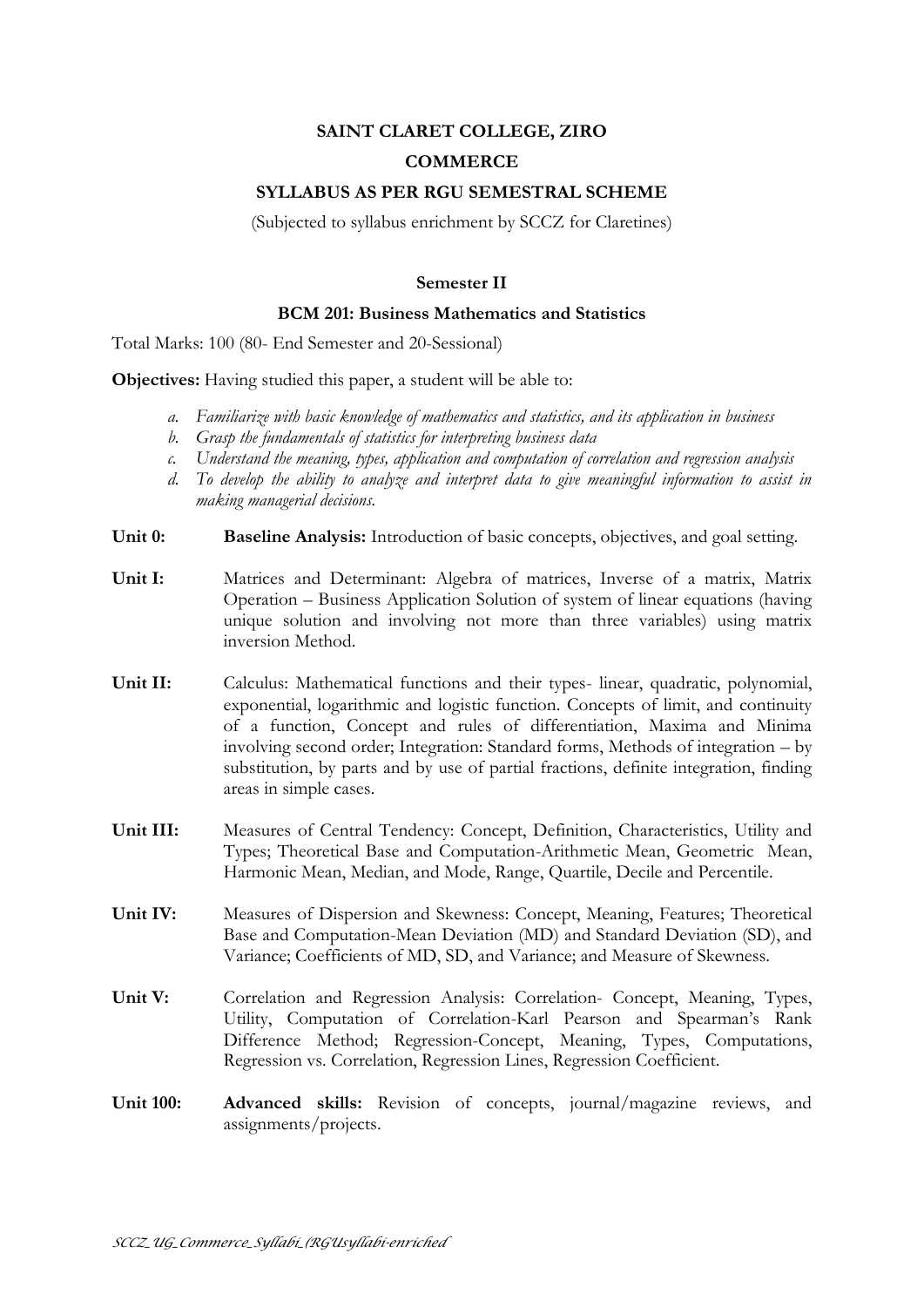# SAINT CLARET COLLEGE, ZIRO

## COMMERCE

## SYLLABUS AS PER RGU SEMESTRAL SCHEME

(Subjected to syllabus enrichment by SCCZ for Claretines)

### Semester II

### BCM 201: Business Mathematics and Statistics

Total Marks: 100 (80- End Semester and 20-Sessional)

**Objectives:** Having studied this paper, a student will be able to:

a. *Familiarize with basic knowledge of mathematics and statistics, and its application in business*
b. *Grasp the fundamentals of statistics for interpreting business data*
c. *Understand the meaning, types, application and computation of correlation and regression analysis*
d. *To develop the ability to analyze and interpret data to give meaningful information to assist in making managerial decisions.*

**Unit 0:** **Baseline Analysis:** Introduction of basic concepts, objectives, and goal setting.

**Unit I:** Matrices and Determinant: Algebra of matrices, Inverse of a matrix, Matrix Operation – Business Application Solution of system of linear equations (having unique solution and involving not more than three variables) using matrix inversion Method.

**Unit II:** Calculus: Mathematical functions and their types- linear, quadratic, polynomial, exponential, logarithmic and logistic function. Concepts of limit, and continuity of a function, Concept and rules of differentiation, Maxima and Minima involving second order; Integration: Standard forms, Methods of integration – by substitution, by parts and by use of partial fractions, definite integration, finding areas in simple cases.

**Unit III:** Measures of Central Tendency: Concept, Definition, Characteristics, Utility and Types; Theoretical Base and Computation-Arithmetic Mean, Geometric Mean, Harmonic Mean, Median, and Mode, Range, Quartile, Decile and Percentile.

**Unit IV:** Measures of Dispersion and Skewness: Concept, Meaning, Features; Theoretical Base and Computation-Mean Deviation (MD) and Standard Deviation (SD), and Variance; Coefficients of MD, SD, and Variance; and Measure of Skewness.

**Unit V:** Correlation and Regression Analysis: Correlation- Concept, Meaning, Types, Utility, Computation of Correlation-Karl Pearson and Spearman's Rank Difference Method; Regression-Concept, Meaning, Types, Computations, Regression vs. Correlation, Regression Lines, Regression Coefficient.

**Unit 100:** **Advanced skills:** Revision of concepts, journal/magazine reviews, and assignments/projects.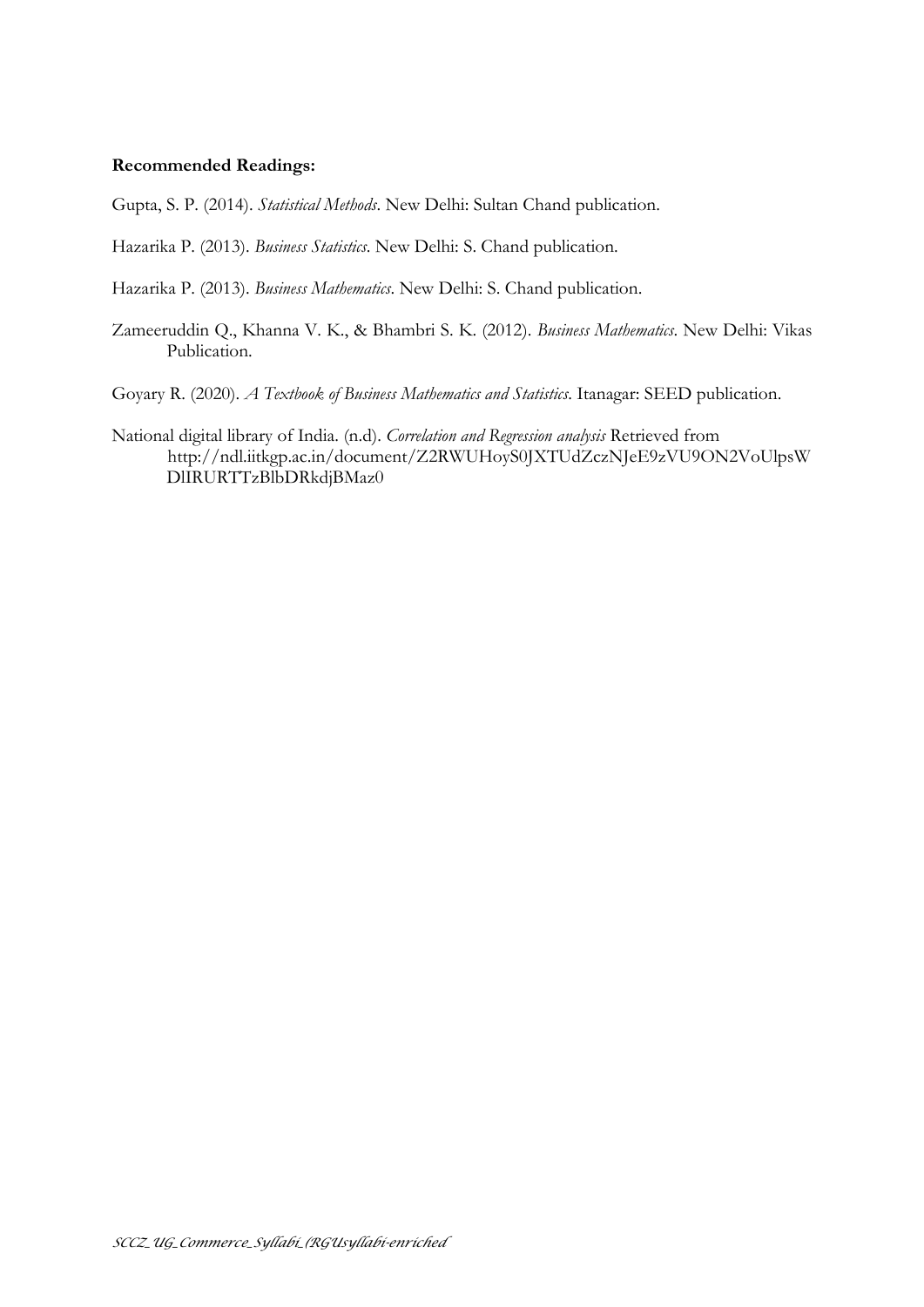**Recommended Readings:**

Gupta, S. P. (2014). *Statistical Methods*. New Delhi: Sultan Chand publication.

Hazarika P. (2013). *Business Statistics*. New Delhi: S. Chand publication.

Hazarika P. (2013). *Business Mathematics*. New Delhi: S. Chand publication.

Zameeruddin Q., Khanna V. K., & Bhambri S. K. (2012). *Business Mathematics*. New Delhi: Vikas Publication.

Goyary R. (2020). *A Textbook of Business Mathematics and Statistics*. Itanagar: SEED publication.

National digital library of India. (n.d). *Correlation and Regression analysis* Retrieved from http://ndl.iitkgp.ac.in/document/Z2RWUHoyS0JXTUdZczNJeE9zVU9ON2VoUlpsWDlIRURTTzBlbDRkdjBMaz0